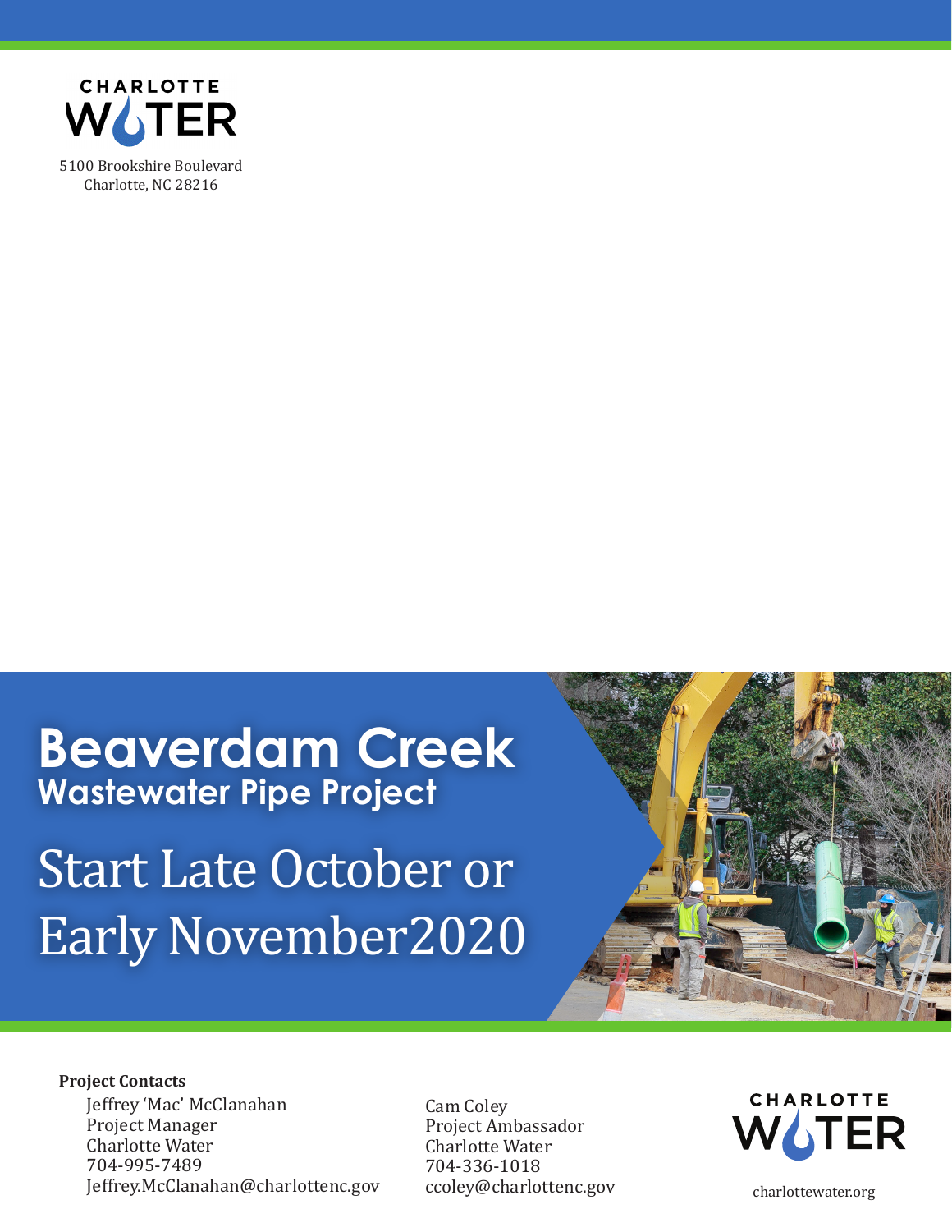CHARLOTTE WATER

5100 Brookshire Boulevard
Charlotte, NC 28216

# Beaverdam Creek

## Wastewater Pipe Project

Start Late October or Early November2020

**Project Contacts**

Jeffrey 'Mac' McClanahan
Project Manager
Charlotte Water
704-995-7489
Jeffrey.McClanahan@charlottenc.gov

Cam Coley
Project Ambassador
Charlotte Water
704-336-1018
ccoley@charlottenc.gov

CHARLOTTE WATER

charlottewater.org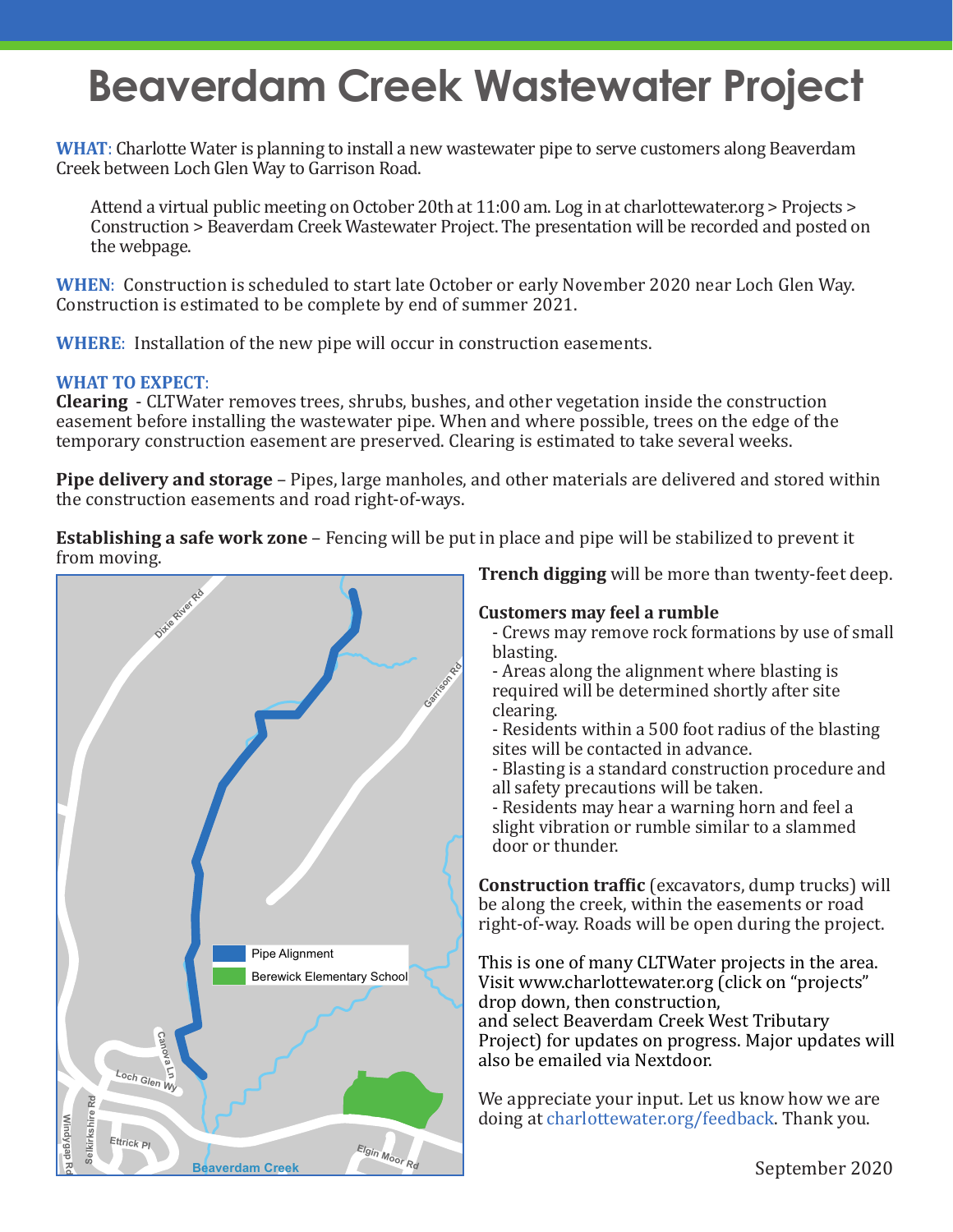# Beaverdam Creek Wastewater Project

**WHAT**: Charlotte Water is planning to install a new wastewater pipe to serve customers along Beaverdam Creek between Loch Glen Way to Garrison Road.

Attend a virtual public meeting on October 20th at 11:00 am. Log in at charlottewater.org > Projects > Construction > Beaverdam Creek Wastewater Project. The presentation will be recorded and posted on the webpage.

**WHEN**: Construction is scheduled to start late October or early November 2020 near Loch Glen Way. Construction is estimated to be complete by end of summer 2021.

**WHERE**: Installation of the new pipe will occur in construction easements.

**WHAT TO EXPECT**:

**Clearing** - CLTWater removes trees, shrubs, bushes, and other vegetation inside the construction easement before installing the wastewater pipe. When and where possible, trees on the edge of the temporary construction easement are preserved. Clearing is estimated to take several weeks.

**Pipe delivery and storage** – Pipes, large manholes, and other materials are delivered and stored within the construction easements and road right-of-ways.

**Establishing a safe work zone** – Fencing will be put in place and pipe will be stabilized to prevent it from moving.

Dixie River Rd
Garrison Rd
Pipe Alignment
Berewick Elementary School
Canova Ln
Loch Glen Wy
Selkirkshire Rd
Windygap Rd
Ettrick Pl
Elgin Moor Rd
Beaverdam Creek

**Trench digging** will be more than twenty-feet deep.

**Customers may feel a rumble**

- Crews may remove rock formations by use of small blasting.
- Areas along the alignment where blasting is required will be determined shortly after site clearing.
- Residents within a 500 foot radius of the blasting sites will be contacted in advance.
- Blasting is a standard construction procedure and all safety precautions will be taken.
- Residents may hear a warning horn and feel a slight vibration or rumble similar to a slammed door or thunder.

**Construction traffic** (excavators, dump trucks) will be along the creek, within the easements or road right-of-way. Roads will be open during the project.

This is one of many CLTWater projects in the area. Visit www.charlottewater.org (click on "projects" drop down, then construction, and select Beaverdam Creek West Tributary Project) for updates on progress. Major updates will also be emailed via Nextdoor.

We appreciate your input. Let us know how we are doing at charlottewater.org/feedback. Thank you.

September 2020